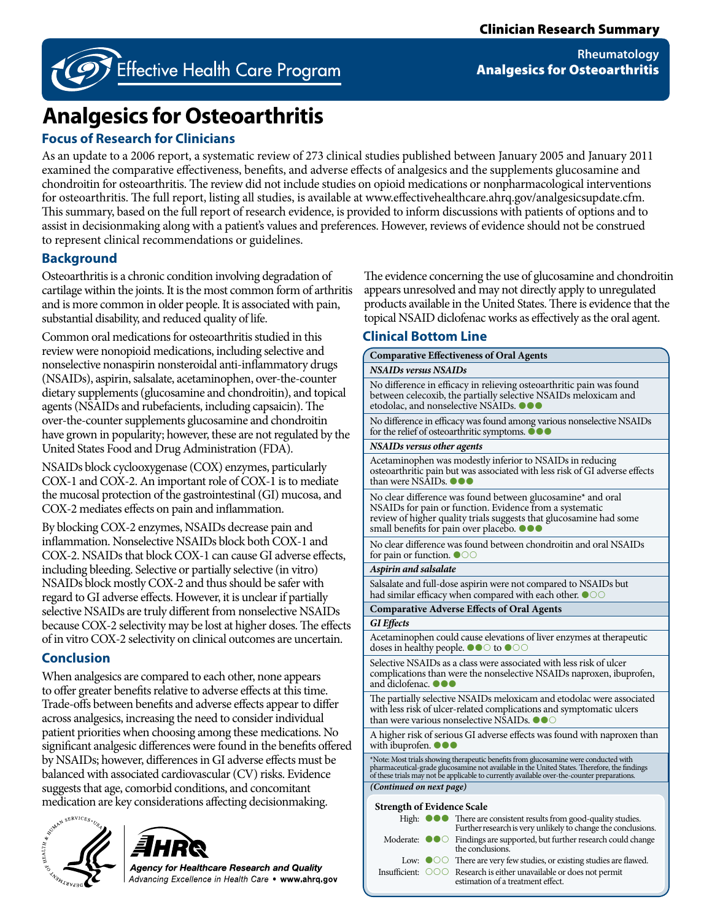Clinician Research Summary

Rheumatology
**Analgesics for Osteoarthritis**

# Analgesics for Osteoarthritis

## Focus of Research for Clinicians

As an update to a 2006 report, a systematic review of 273 clinical studies published between January 2005 and January 2011 examined the comparative effectiveness, benefits, and adverse effects of analgesics and the supplements glucosamine and chondroitin for osteoarthritis. The review did not include studies on opioid medications or nonpharmacological interventions for osteoarthritis. The full report, listing all studies, is available at www.effectivehealthcare.ahrq.gov/analgesicsupdate.cfm. This summary, based on the full report of research evidence, is provided to inform discussions with patients of options and to assist in decisionmaking along with a patient's values and preferences. However, reviews of evidence should not be construed to represent clinical recommendations or guidelines.

## Background

Osteoarthritis is a chronic condition involving degradation of cartilage within the joints. It is the most common form of arthritis and is more common in older people. It is associated with pain, substantial disability, and reduced quality of life.

Common oral medications for osteoarthritis studied in this review were nonopioid medications, including selective and nonselective nonaspirin nonsteroidal anti-inflammatory drugs (NSAIDs), aspirin, salsalate, acetaminophen, over-the-counter dietary supplements (glucosamine and chondroitin), and topical agents (NSAIDs and rubefacients, including capsaicin). The over-the-counter supplements glucosamine and chondroitin have grown in popularity; however, these are not regulated by the United States Food and Drug Administration (FDA).

NSAIDs block cyclooxygenase (COX) enzymes, particularly COX-1 and COX-2. An important role of COX-1 is to mediate the mucosal protection of the gastrointestinal (GI) mucosa, and COX-2 mediates effects on pain and inflammation.

By blocking COX-2 enzymes, NSAIDs decrease pain and inflammation. Nonselective NSAIDs block both COX-1 and COX-2. NSAIDs that block COX-1 can cause GI adverse effects, including bleeding. Selective or partially selective (in vitro) NSAIDs block mostly COX-2 and thus should be safer with regard to GI adverse effects. However, it is unclear if partially selective NSAIDs are truly different from nonselective NSAIDs because COX-2 selectivity may be lost at higher doses. The effects of in vitro COX-2 selectivity on clinical outcomes are uncertain.

The evidence concerning the use of glucosamine and chondroitin appears unresolved and may not directly apply to unregulated products available in the United States. There is evidence that the topical NSAID diclofenac works as effectively as the oral agent.

## Conclusion

When analgesics are compared to each other, none appears to offer greater benefits relative to adverse effects at this time. Trade-offs between benefits and adverse effects appear to differ across analgesics, increasing the need to consider individual patient priorities when choosing among these medications. No significant analgesic differences were found in the benefits offered by NSAIDs; however, differences in GI adverse effects must be balanced with associated cardiovascular (CV) risks. Evidence suggests that age, comorbid conditions, and concomitant medication are key considerations affecting decisionmaking.

## Clinical Bottom Line

| Comparative Effectiveness of Oral Agents |
|---|
| ***NSAIDs versus NSAIDs*** |
| No difference in efficacy in relieving osteoarthritic pain was found between celecoxib, the partially selective NSAIDs meloxicam and etodolac, and nonselective NSAIDs. ●●● |
| No difference in efficacy was found among various nonselective NSAIDs for the relief of osteoarthritic symptoms. ●●● |
| ***NSAIDs versus other agents*** |
| Acetaminophen was modestly inferior to NSAIDs in reducing osteoarthritic pain but was associated with less risk of GI adverse effects than were NSAIDs. ●●● |
| No clear difference was found between glucosamine* and oral NSAIDs for pain or function. Evidence from a systematic review of higher quality trials suggests that glucosamine had some small benefits for pain over placebo. ●●● |
| No clear difference was found between chondroitin and oral NSAIDs for pain or function. ●○○ |
| ***Aspirin and salsalate*** |
| Salsalate and full-dose aspirin were not compared to NSAIDs but had similar efficacy when compared with each other. ●○○ |
| **Comparative Adverse Effects of Oral Agents** |
| ***GI Effects*** |
| Acetaminophen could cause elevations of liver enzymes at therapeutic doses in healthy people. ●●○ to ●○○ |
| Selective NSAIDs as a class were associated with less risk of ulcer complications than were the nonselective NSAIDs naproxen, ibuprofen, and diclofenac. ●●● |
| The partially selective NSAIDs meloxicam and etodolac were associated with less risk of ulcer-related complications and symptomatic ulcers than were various nonselective NSAIDs. ●●○ |
| A higher risk of serious GI adverse effects was found with naproxen than with ibuprofen. ●●● |
| *Note: Most trials showing therapeutic benefits from glucosamine were conducted with pharmaceutical-grade glucosamine not available in the United States. Therefore, the findings of these trials may not be applicable to currently available over-the-counter preparations. |
| ***(Continued on next page)*** |

**Strength of Evidence Scale**

| | | |
|---|---|---|
| High: | ●●● | There are consistent results from good-quality studies. Further research is very unlikely to change the conclusions. |
| Moderate: | ●●○ | Findings are supported, but further research could change the conclusions. |
| Low: | ●○○ | There are very few studies, or existing studies are flawed. |
| Insufficient: | ○○○ | Research is either unavailable or does not permit estimation of a treatment effect. |

Agency for Healthcare Research and Quality
Advancing Excellence in Health Care • www.ahrq.gov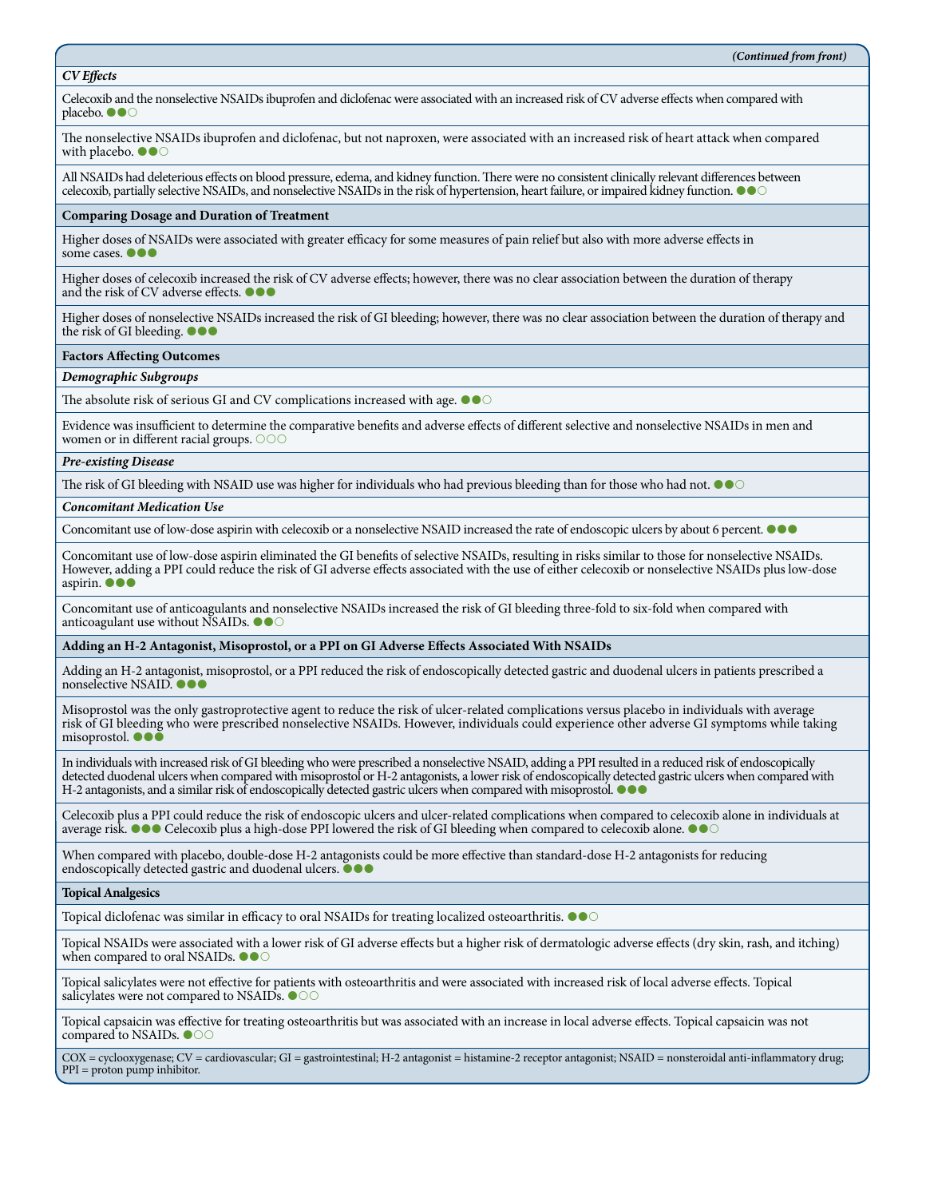*(Continued from front)*

***CV Effects***

Celecoxib and the nonselective NSAIDs ibuprofen and diclofenac were associated with an increased risk of CV adverse effects when compared with placebo. ●●○

The nonselective NSAIDs ibuprofen and diclofenac, but not naproxen, were associated with an increased risk of heart attack when compared with placebo. ●●○

All NSAIDs had deleterious effects on blood pressure, edema, and kidney function. There were no consistent clinically relevant differences between celecoxib, partially selective NSAIDs, and nonselective NSAIDs in the risk of hypertension, heart failure, or impaired kidney function. ●●○

**Comparing Dosage and Duration of Treatment**

Higher doses of NSAIDs were associated with greater efficacy for some measures of pain relief but also with more adverse effects in some cases. ●●●

Higher doses of celecoxib increased the risk of CV adverse effects; however, there was no clear association between the duration of therapy and the risk of CV adverse effects. ●●●

Higher doses of nonselective NSAIDs increased the risk of GI bleeding; however, there was no clear association between the duration of therapy and the risk of GI bleeding. ●●●

**Factors Affecting Outcomes**

***Demographic Subgroups***

The absolute risk of serious GI and CV complications increased with age. ●●○

Evidence was insufficient to determine the comparative benefits and adverse effects of different selective and nonselective NSAIDs in men and women or in different racial groups. ○○○

***Pre-existing Disease***

The risk of GI bleeding with NSAID use was higher for individuals who had previous bleeding than for those who had not. ●●○

***Concomitant Medication Use***

Concomitant use of low-dose aspirin with celecoxib or a nonselective NSAID increased the rate of endoscopic ulcers by about 6 percent. ●●●

Concomitant use of low-dose aspirin eliminated the GI benefits of selective NSAIDs, resulting in risks similar to those for nonselective NSAIDs. However, adding a PPI could reduce the risk of GI adverse effects associated with the use of either celecoxib or nonselective NSAIDs plus low-dose aspirin. ●●●

Concomitant use of anticoagulants and nonselective NSAIDs increased the risk of GI bleeding three-fold to six-fold when compared with anticoagulant use without NSAIDs. ●●○

**Adding an H-2 Antagonist, Misoprostol, or a PPI on GI Adverse Effects Associated With NSAIDs**

Adding an H-2 antagonist, misoprostol, or a PPI reduced the risk of endoscopically detected gastric and duodenal ulcers in patients prescribed a nonselective NSAID. ●●●

Misoprostol was the only gastroprotective agent to reduce the risk of ulcer-related complications versus placebo in individuals with average risk of GI bleeding who were prescribed nonselective NSAIDs. However, individuals could experience other adverse GI symptoms while taking misoprostol. ●●●

In individuals with increased risk of GI bleeding who were prescribed a nonselective NSAID, adding a PPI resulted in a reduced risk of endoscopically detected duodenal ulcers when compared with misoprostol or H-2 antagonists, a lower risk of endoscopically detected gastric ulcers when compared with H-2 antagonists, and a similar risk of endoscopically detected gastric ulcers when compared with misoprostol. ●●●

Celecoxib plus a PPI could reduce the risk of endoscopic ulcers and ulcer-related complications when compared to celecoxib alone in individuals at average risk. ●●● Celecoxib plus a high-dose PPI lowered the risk of GI bleeding when compared to celecoxib alone. ●●○

When compared with placebo, double-dose H-2 antagonists could be more effective than standard-dose H-2 antagonists for reducing endoscopically detected gastric and duodenal ulcers. ●●●

**Topical Analgesics**

Topical diclofenac was similar in efficacy to oral NSAIDs for treating localized osteoarthritis. ●●○

Topical NSAIDs were associated with a lower risk of GI adverse effects but a higher risk of dermatologic adverse effects (dry skin, rash, and itching) when compared to oral NSAIDs. ●●○

Topical salicylates were not effective for patients with osteoarthritis and were associated with increased risk of local adverse effects. Topical salicylates were not compared to NSAIDs. ●○○

Topical capsaicin was effective for treating osteoarthritis but was associated with an increase in local adverse effects. Topical capsaicin was not compared to NSAIDs. ●○○

COX = cyclooxygenase; CV = cardiovascular; GI = gastrointestinal; H-2 antagonist = histamine-2 receptor antagonist; NSAID = nonsteroidal anti-inflammatory drug; PPI = proton pump inhibitor.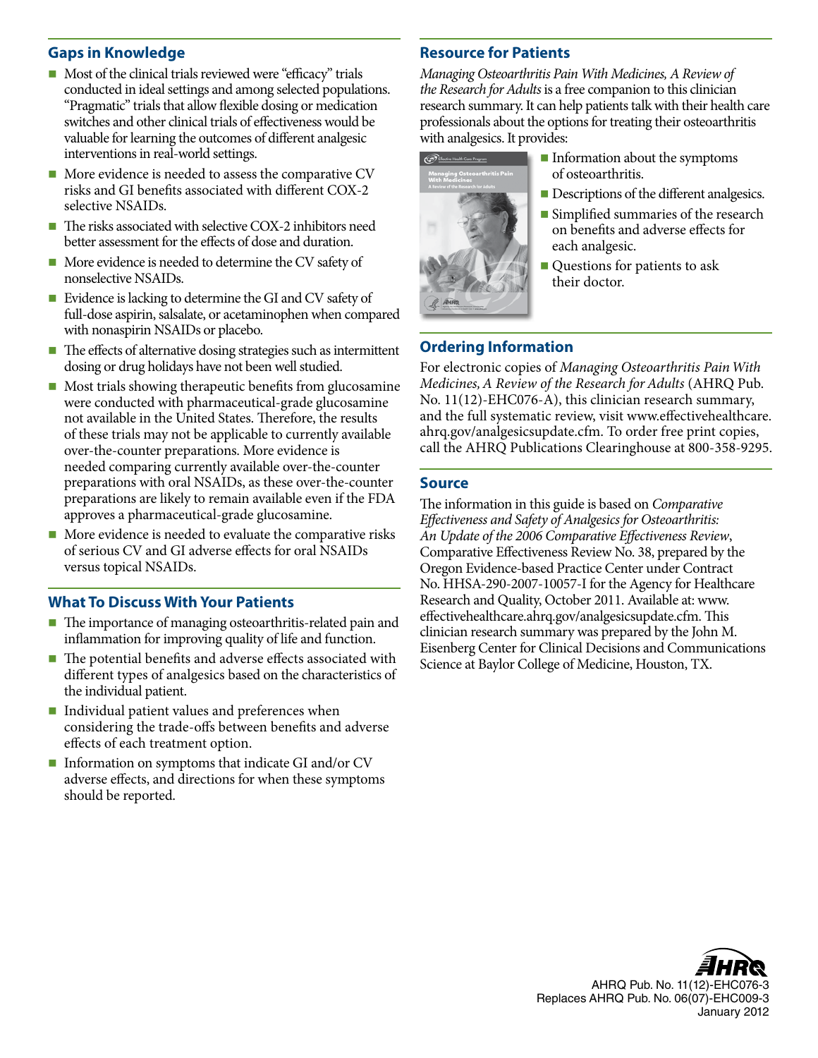## Gaps in Knowledge

- Most of the clinical trials reviewed were "efficacy" trials conducted in ideal settings and among selected populations. "Pragmatic" trials that allow flexible dosing or medication switches and other clinical trials of effectiveness would be valuable for learning the outcomes of different analgesic interventions in real-world settings.
- More evidence is needed to assess the comparative CV risks and GI benefits associated with different COX-2 selective NSAIDs.
- The risks associated with selective COX-2 inhibitors need better assessment for the effects of dose and duration.
- More evidence is needed to determine the CV safety of nonselective NSAIDs.
- Evidence is lacking to determine the GI and CV safety of full-dose aspirin, salsalate, or acetaminophen when compared with nonaspirin NSAIDs or placebo.
- The effects of alternative dosing strategies such as intermittent dosing or drug holidays have not been well studied.
- Most trials showing therapeutic benefits from glucosamine were conducted with pharmaceutical-grade glucosamine not available in the United States. Therefore, the results of these trials may not be applicable to currently available over-the-counter preparations. More evidence is needed comparing currently available over-the-counter preparations with oral NSAIDs, as these over-the-counter preparations are likely to remain available even if the FDA approves a pharmaceutical-grade glucosamine.
- More evidence is needed to evaluate the comparative risks of serious CV and GI adverse effects for oral NSAIDs versus topical NSAIDs.

## What To Discuss With Your Patients

- The importance of managing osteoarthritis-related pain and inflammation for improving quality of life and function.
- The potential benefits and adverse effects associated with different types of analgesics based on the characteristics of the individual patient.
- Individual patient values and preferences when considering the trade-offs between benefits and adverse effects of each treatment option.
- Information on symptoms that indicate GI and/or CV adverse effects, and directions for when these symptoms should be reported.

## Resource for Patients

*Managing Osteoarthritis Pain With Medicines, A Review of the Research for Adults* is a free companion to this clinician research summary. It can help patients talk with their health care professionals about the options for treating their osteoarthritis with analgesics. It provides:

- Information about the symptoms of osteoarthritis.
- Descriptions of the different analgesics.
- Simplified summaries of the research on benefits and adverse effects for each analgesic.
- Questions for patients to ask their doctor.

## Ordering Information

For electronic copies of *Managing Osteoarthritis Pain With Medicines, A Review of the Research for Adults* (AHRQ Pub. No. 11(12)-EHC076-A), this clinician research summary, and the full systematic review, visit www.effectivehealthcare.ahrq.gov/analgesicsupdate.cfm. To order free print copies, call the AHRQ Publications Clearinghouse at 800-358-9295.

## Source

The information in this guide is based on *Comparative Effectiveness and Safety of Analgesics for Osteoarthritis: An Update of the 2006 Comparative Effectiveness Review*, Comparative Effectiveness Review No. 38, prepared by the Oregon Evidence-based Practice Center under Contract No. HHSA-290-2007-10057-I for the Agency for Healthcare Research and Quality, October 2011. Available at: www.effectivehealthcare.ahrq.gov/analgesicsupdate.cfm. This clinician research summary was prepared by the John M. Eisenberg Center for Clinical Decisions and Communications Science at Baylor College of Medicine, Houston, TX.

AHRQ

AHRQ Pub. No. 11(12)-EHC076-3
Replaces AHRQ Pub. No. 06(07)-EHC009-3
January 2012